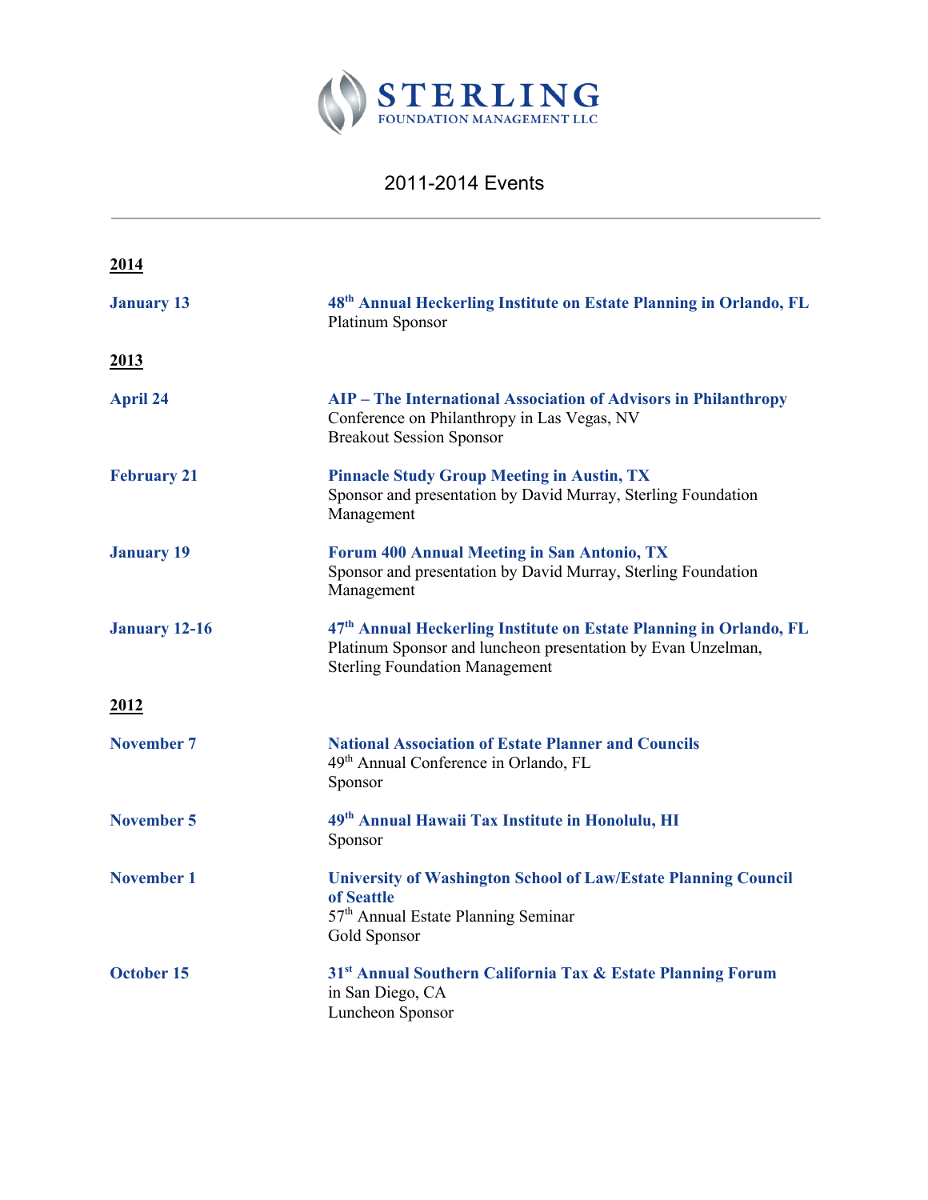**STERLING**
FOUNDATION MANAGEMENT LLC

# 2011-2014 Events

---

## 2014

**January 13**
**48th Annual Heckerling Institute on Estate Planning in Orlando, FL**
Platinum Sponsor

## 2013

**April 24**
**AIP – The International Association of Advisors in Philanthropy**
Conference on Philanthropy in Las Vegas, NV
Breakout Session Sponsor

**February 21**
**Pinnacle Study Group Meeting in Austin, TX**
Sponsor and presentation by David Murray, Sterling Foundation Management

**January 19**
**Forum 400 Annual Meeting in San Antonio, TX**
Sponsor and presentation by David Murray, Sterling Foundation Management

**January 12-16**
**47th Annual Heckerling Institute on Estate Planning in Orlando, FL**
Platinum Sponsor and luncheon presentation by Evan Unzelman, Sterling Foundation Management

## 2012

**November 7**
**National Association of Estate Planner and Councils**
49th Annual Conference in Orlando, FL
Sponsor

**November 5**
**49th Annual Hawaii Tax Institute in Honolulu, HI**
Sponsor

**November 1**
**University of Washington School of Law/Estate Planning Council of Seattle**
57th Annual Estate Planning Seminar
Gold Sponsor

**October 15**
**31st Annual Southern California Tax & Estate Planning Forum** in San Diego, CA
Luncheon Sponsor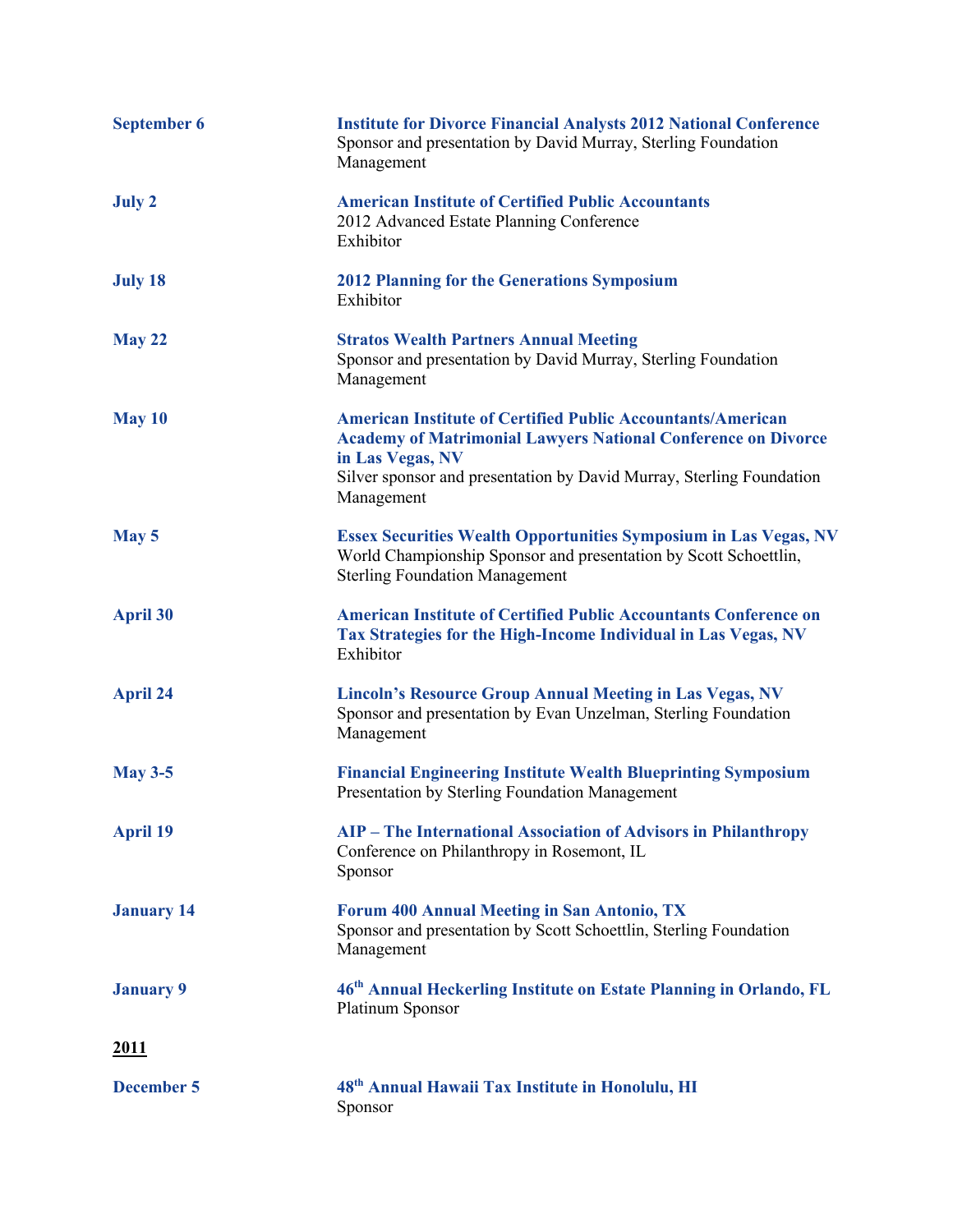**September 6** — **Institute for Divorce Financial Analysts 2012 National Conference**
Sponsor and presentation by David Murray, Sterling Foundation Management

**July 2** — **American Institute of Certified Public Accountants**
2012 Advanced Estate Planning Conference
Exhibitor

**July 18** — **2012 Planning for the Generations Symposium**
Exhibitor

**May 22** — **Stratos Wealth Partners Annual Meeting**
Sponsor and presentation by David Murray, Sterling Foundation Management

**May 10** — **American Institute of Certified Public Accountants/American Academy of Matrimonial Lawyers National Conference on Divorce in Las Vegas, NV**
Silver sponsor and presentation by David Murray, Sterling Foundation Management

**May 5** — **Essex Securities Wealth Opportunities Symposium in Las Vegas, NV**
World Championship Sponsor and presentation by Scott Schoettlin, Sterling Foundation Management

**April 30** — **American Institute of Certified Public Accountants Conference on Tax Strategies for the High-Income Individual in Las Vegas, NV**
Exhibitor

**April 24** — **Lincoln's Resource Group Annual Meeting in Las Vegas, NV**
Sponsor and presentation by Evan Unzelman, Sterling Foundation Management

**May 3-5** — **Financial Engineering Institute Wealth Blueprinting Symposium**
Presentation by Sterling Foundation Management

**April 19** — **AIP – The International Association of Advisors in Philanthropy**
Conference on Philanthropy in Rosemont, IL
Sponsor

**January 14** — **Forum 400 Annual Meeting in San Antonio, TX**
Sponsor and presentation by Scott Schoettlin, Sterling Foundation Management

**January 9** — **46th Annual Heckerling Institute on Estate Planning in Orlando, FL**
Platinum Sponsor

## 2011

**December 5** — **48th Annual Hawaii Tax Institute in Honolulu, HI**
Sponsor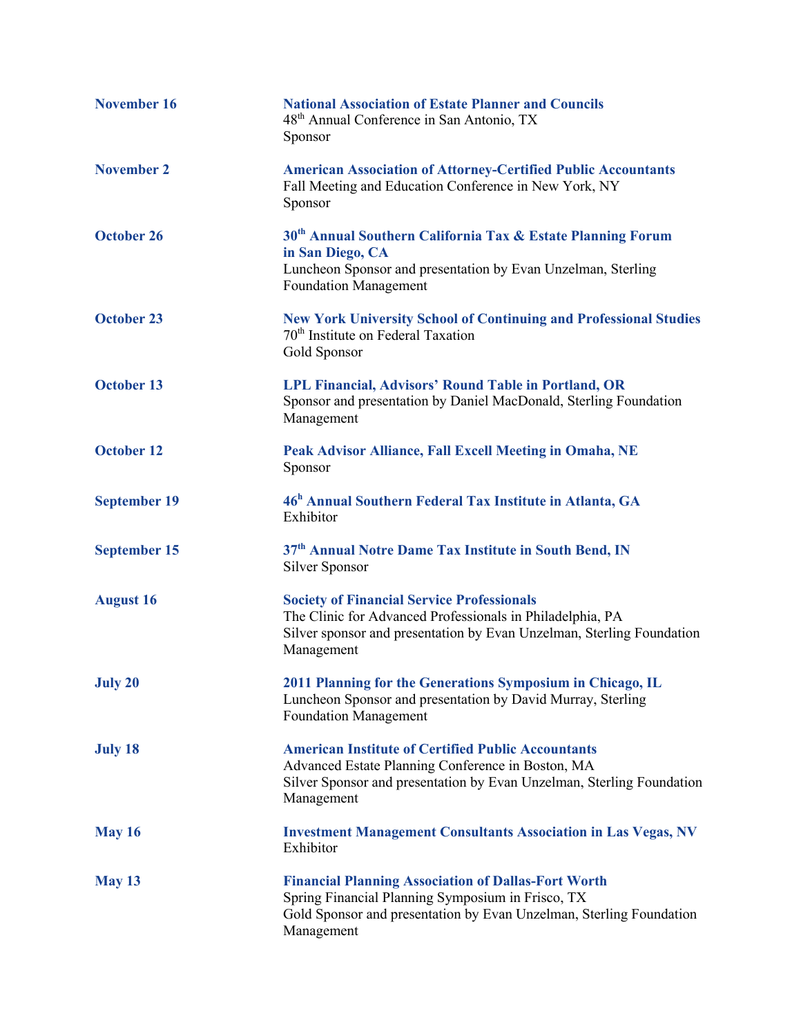**November 16** — **National Association of Estate Planner and Councils**
48th Annual Conference in San Antonio, TX
Sponsor

**November 2** — **American Association of Attorney-Certified Public Accountants**
Fall Meeting and Education Conference in New York, NY
Sponsor

**October 26** — **30th Annual Southern California Tax & Estate Planning Forum in San Diego, CA**
Luncheon Sponsor and presentation by Evan Unzelman, Sterling Foundation Management

**October 23** — **New York University School of Continuing and Professional Studies**
70th Institute on Federal Taxation
Gold Sponsor

**October 13** — **LPL Financial, Advisors' Round Table in Portland, OR**
Sponsor and presentation by Daniel MacDonald, Sterling Foundation Management

**October 12** — **Peak Advisor Alliance, Fall Excell Meeting in Omaha, NE**
Sponsor

**September 19** — **46h Annual Southern Federal Tax Institute in Atlanta, GA**
Exhibitor

**September 15** — **37th Annual Notre Dame Tax Institute in South Bend, IN**
Silver Sponsor

**August 16** — **Society of Financial Service Professionals**
The Clinic for Advanced Professionals in Philadelphia, PA
Silver sponsor and presentation by Evan Unzelman, Sterling Foundation Management

**July 20** — **2011 Planning for the Generations Symposium in Chicago, IL**
Luncheon Sponsor and presentation by David Murray, Sterling Foundation Management

**July 18** — **American Institute of Certified Public Accountants**
Advanced Estate Planning Conference in Boston, MA
Silver Sponsor and presentation by Evan Unzelman, Sterling Foundation Management

**May 16** — **Investment Management Consultants Association in Las Vegas, NV**
Exhibitor

**May 13** — **Financial Planning Association of Dallas-Fort Worth**
Spring Financial Planning Symposium in Frisco, TX
Gold Sponsor and presentation by Evan Unzelman, Sterling Foundation Management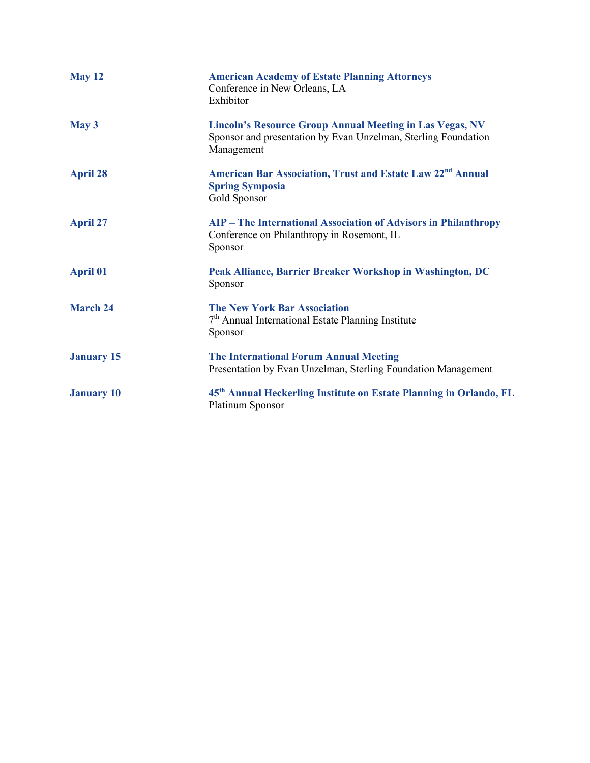| | |
|---|---|
| **May 12** | **American Academy of Estate Planning Attorneys**<br>Conference in New Orleans, LA<br>Exhibitor |
| **May 3** | **Lincoln's Resource Group Annual Meeting in Las Vegas, NV**<br>Sponsor and presentation by Evan Unzelman, Sterling Foundation Management |
| **April 28** | **American Bar Association, Trust and Estate Law 22nd Annual Spring Symposia**<br>Gold Sponsor |
| **April 27** | **AIP – The International Association of Advisors in Philanthropy**<br>Conference on Philanthropy in Rosemont, IL<br>Sponsor |
| **April 01** | **Peak Alliance, Barrier Breaker Workshop in Washington, DC**<br>Sponsor |
| **March 24** | **The New York Bar Association**<br>7th Annual International Estate Planning Institute<br>Sponsor |
| **January 15** | **The International Forum Annual Meeting**<br>Presentation by Evan Unzelman, Sterling Foundation Management |
| **January 10** | **45th Annual Heckerling Institute on Estate Planning in Orlando, FL**<br>Platinum Sponsor |